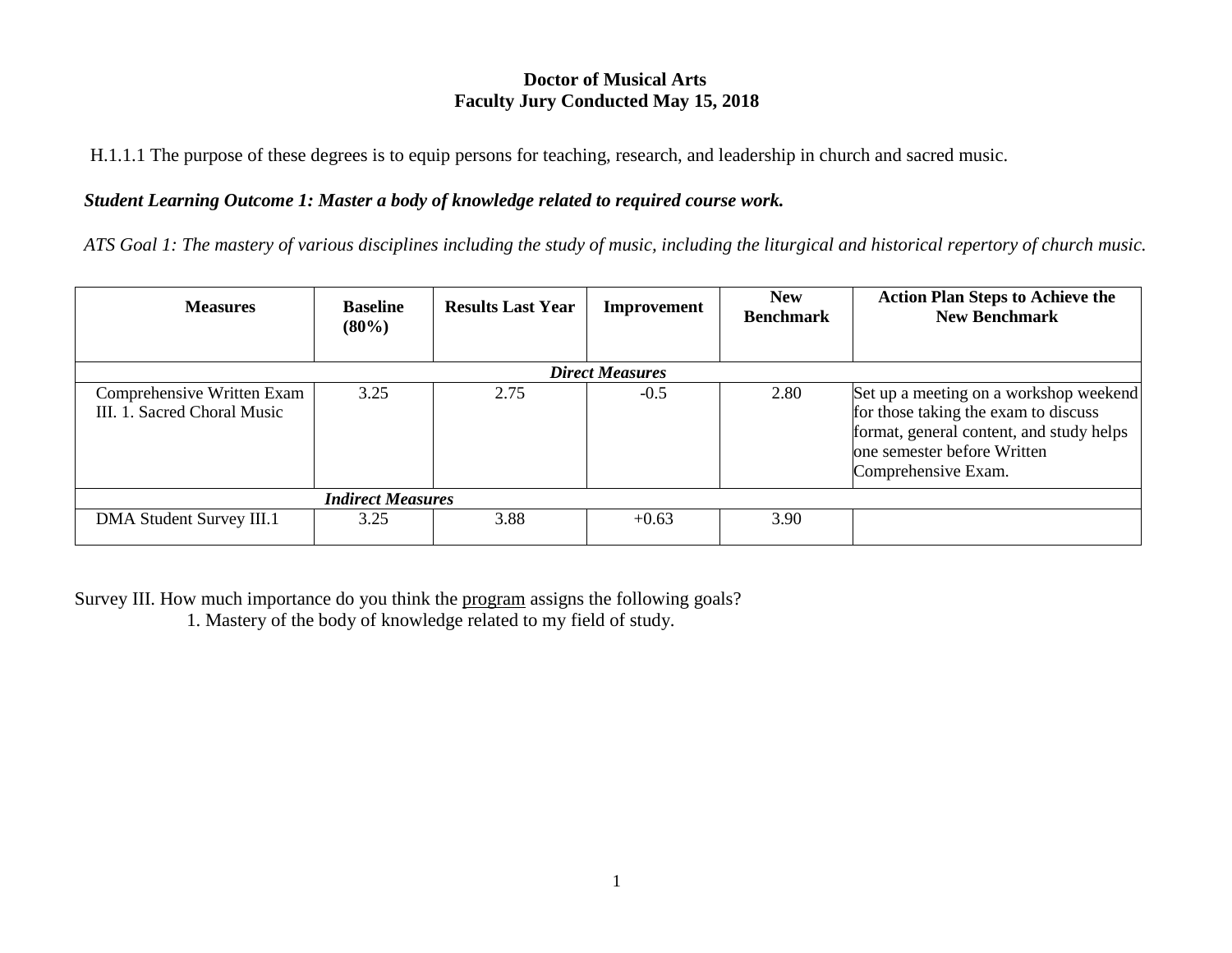# Doctor of Musical Arts
## Faculty Jury Conducted May 15, 2018

H.1.1.1 The purpose of these degrees is to equip persons for teaching, research, and leadership in church and sacred music.

***Student Learning Outcome 1: Master a body of knowledge related to required course work.***

*ATS Goal 1: The mastery of various disciplines including the study of music, including the liturgical and historical repertory of church music.*

| Measures | Baseline (80%) | Results Last Year | Improvement | New Benchmark | Action Plan Steps to Achieve the New Benchmark |
|---|---|---|---|---|---|
| ***Direct Measures*** | | | | | |
| Comprehensive Written Exam III. 1. Sacred Choral Music | 3.25 | 2.75 | -0.5 | 2.80 | Set up a meeting on a workshop weekend for those taking the exam to discuss format, general content, and study helps one semester before Written Comprehensive Exam. |
| ***Indirect Measures*** | | | | | |
| DMA Student Survey III.1 | 3.25 | 3.88 | +0.63 | 3.90 | |

Survey III. How much importance do you think the program assigns the following goals?

1. Mastery of the body of knowledge related to my field of study.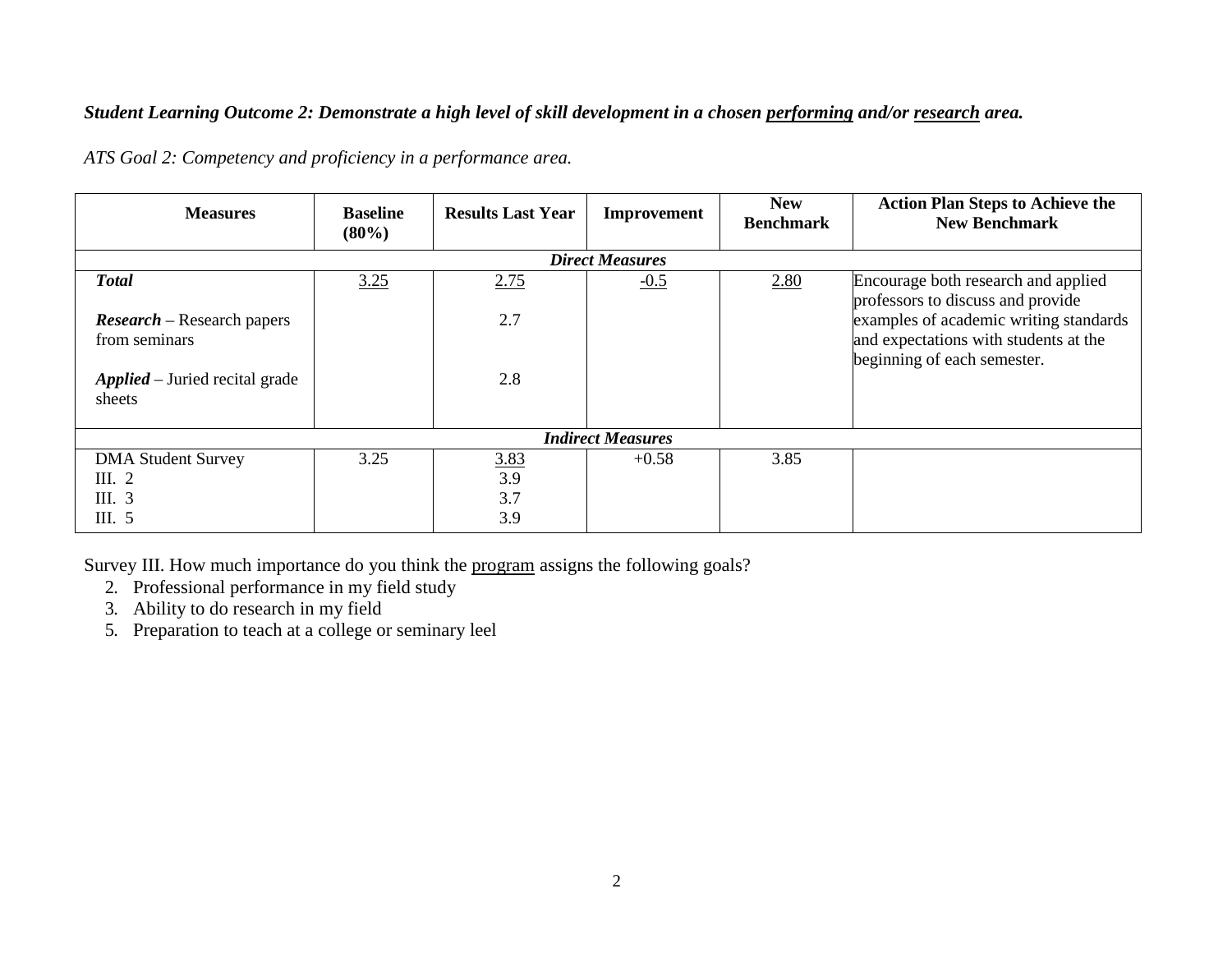***Student Learning Outcome 2: Demonstrate a high level of skill development in a chosen <u>performing</u> and/or <u>research</u> area.***

*ATS Goal 2: Competency and proficiency in a performance area.*

| Measures | Baseline (80%) | Results Last Year | Improvement | New Benchmark | Action Plan Steps to Achieve the New Benchmark |
|---|---|---|---|---|---|
| ***Direct Measures*** | | | | | |
| ***Total*** | <u>3.25</u> | <u>2.75</u> | <u>-0.5</u> | <u>2.80</u> | Encourage both research and applied professors to discuss and provide examples of academic writing standards and expectations with students at the beginning of each semester. |
| ***Research*** – Research papers from seminars | | 2.7 | | | |
| ***Applied*** – Juried recital grade sheets | | 2.8 | | | |
| ***Indirect Measures*** | | | | | |
| DMA Student Survey | 3.25 | <u>3.83</u> | +0.58 | 3.85 | |
| III. 2 | | 3.9 | | | |
| III. 3 | | 3.7 | | | |
| III. 5 | | 3.9 | | | |

Survey III. How much importance do you think the <u>program</u> assigns the following goals?

2. Professional performance in my field study
3. Ability to do research in my field
5. Preparation to teach at a college or seminary leel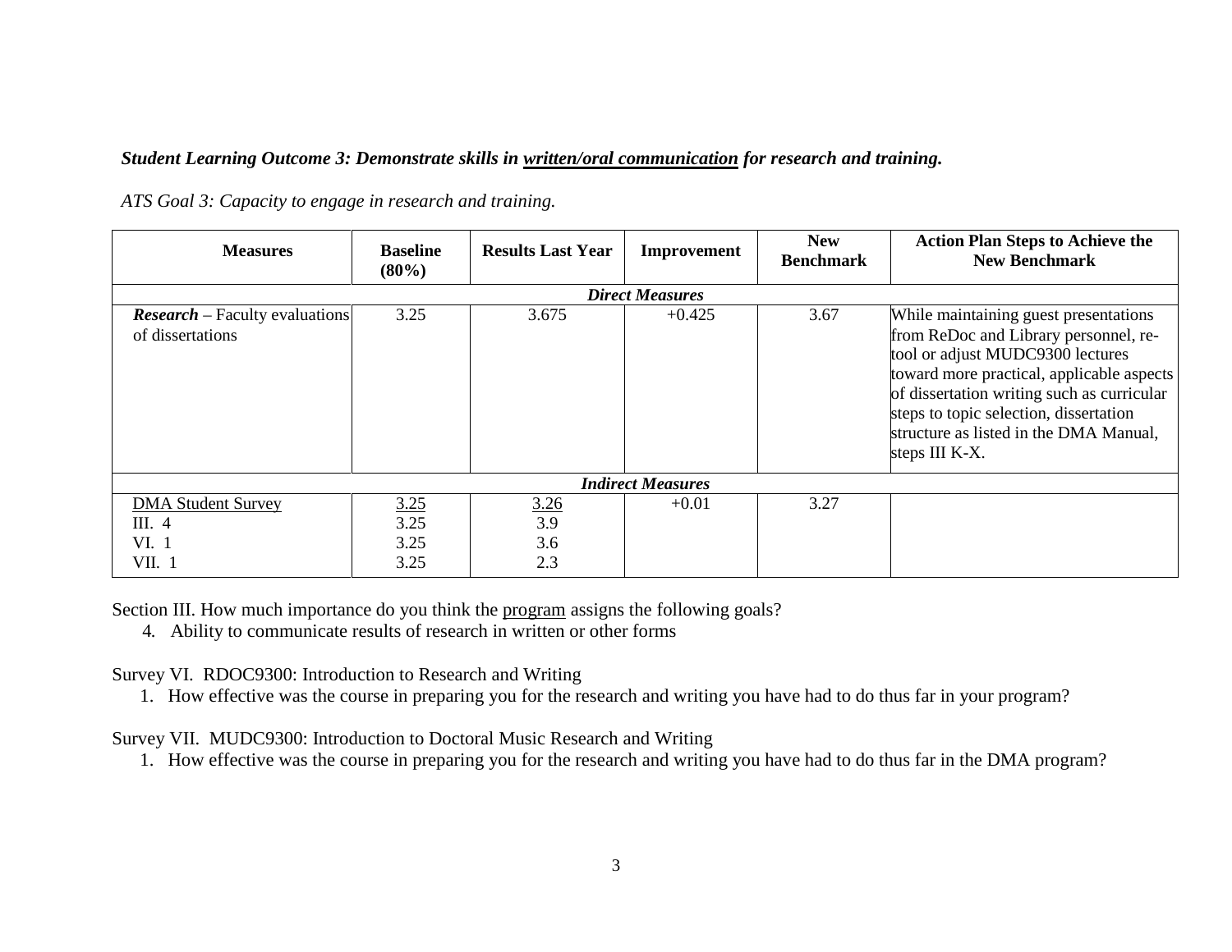***Student Learning Outcome 3: Demonstrate skills in <u>written/oral communication</u> for research and training.***

*ATS Goal 3: Capacity to engage in research and training.*

| Measures | Baseline (80%) | Results Last Year | Improvement | New Benchmark | Action Plan Steps to Achieve the New Benchmark |
|---|---|---|---|---|---|
| ***Direct Measures*** | | | | | |
| ***Research*** – Faculty evaluations of dissertations | 3.25 | 3.675 | +0.425 | 3.67 | While maintaining guest presentations from ReDoc and Library personnel, re-tool or adjust MUDC9300 lectures toward more practical, applicable aspects of dissertation writing such as curricular steps to topic selection, dissertation structure as listed in the DMA Manual, steps III K-X. |
| ***Indirect Measures*** | | | | | |
| <u>DMA Student Survey</u><br>III. 4<br>VI. 1<br>VII. 1 | <u>3.25</u><br>3.25<br>3.25<br>3.25 | <u>3.26</u><br>3.9<br>3.6<br>2.3 | +0.01 | 3.27 | |

Section III. How much importance do you think the <u>program</u> assigns the following goals?

4. Ability to communicate results of research in written or other forms

Survey VI. RDOC9300: Introduction to Research and Writing

1. How effective was the course in preparing you for the research and writing you have had to do thus far in your program?

Survey VII. MUDC9300: Introduction to Doctoral Music Research and Writing

1. How effective was the course in preparing you for the research and writing you have had to do thus far in the DMA program?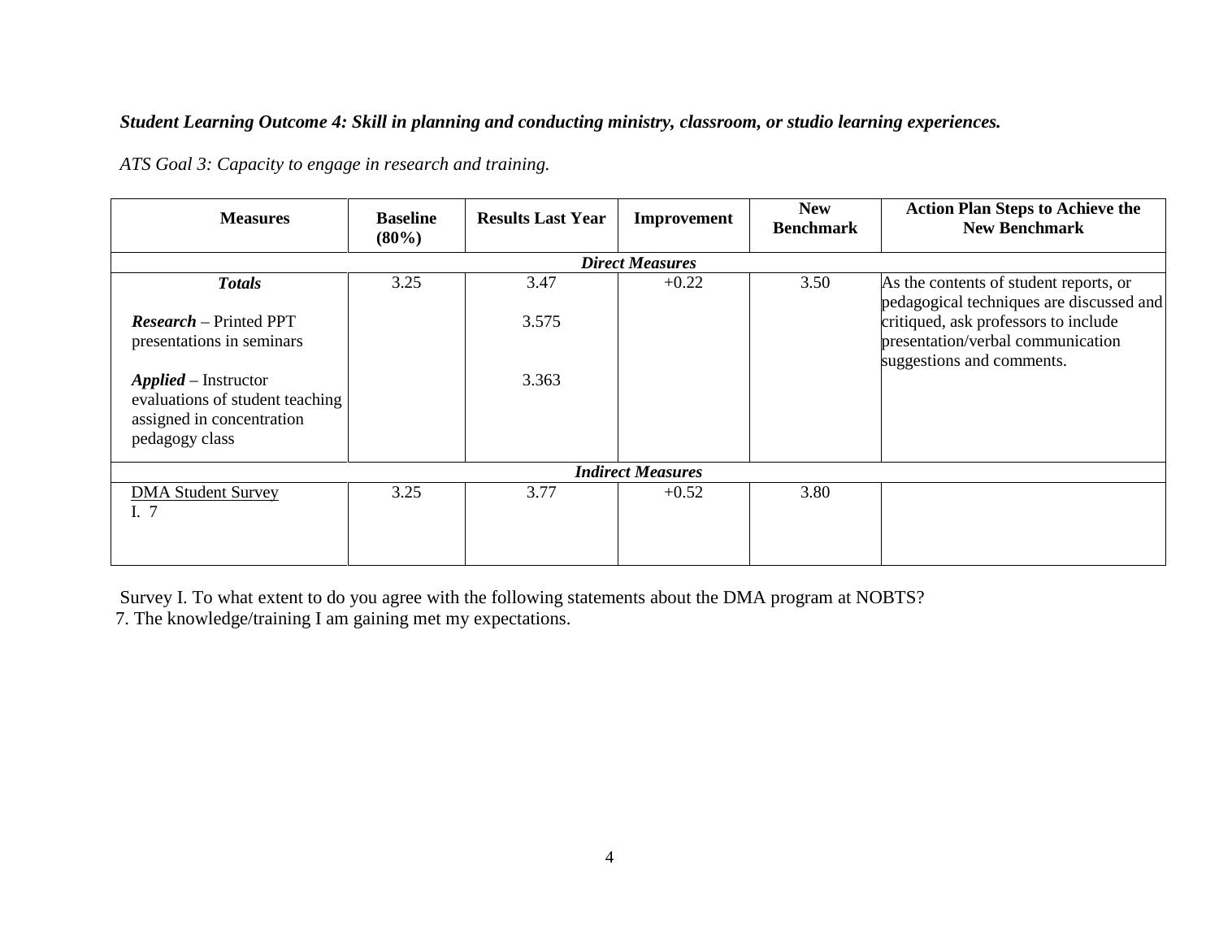***Student Learning Outcome 4: Skill in planning and conducting ministry, classroom, or studio learning experiences.***

*ATS Goal 3: Capacity to engage in research and training.*

| Measures | Baseline (80%) | Results Last Year | Improvement | New Benchmark | Action Plan Steps to Achieve the New Benchmark |
|---|---|---|---|---|---|
| ***Direct Measures*** | | | | | |
| ***Totals*** | 3.25 | 3.47 | +0.22 | 3.50 | As the contents of student reports, or pedagogical techniques are discussed and critiqued, ask professors to include presentation/verbal communication suggestions and comments. |
| ***Research*** – Printed PPT presentations in seminars | | 3.575 | | | |
| ***Applied*** – Instructor evaluations of student teaching assigned in concentration pedagogy class | | 3.363 | | | |
| ***Indirect Measures*** | | | | | |
| DMA Student Survey I. 7 | 3.25 | 3.77 | +0.52 | 3.80 | |

Survey I. To what extent to do you agree with the following statements about the DMA program at NOBTS?
7. The knowledge/training I am gaining met my expectations.